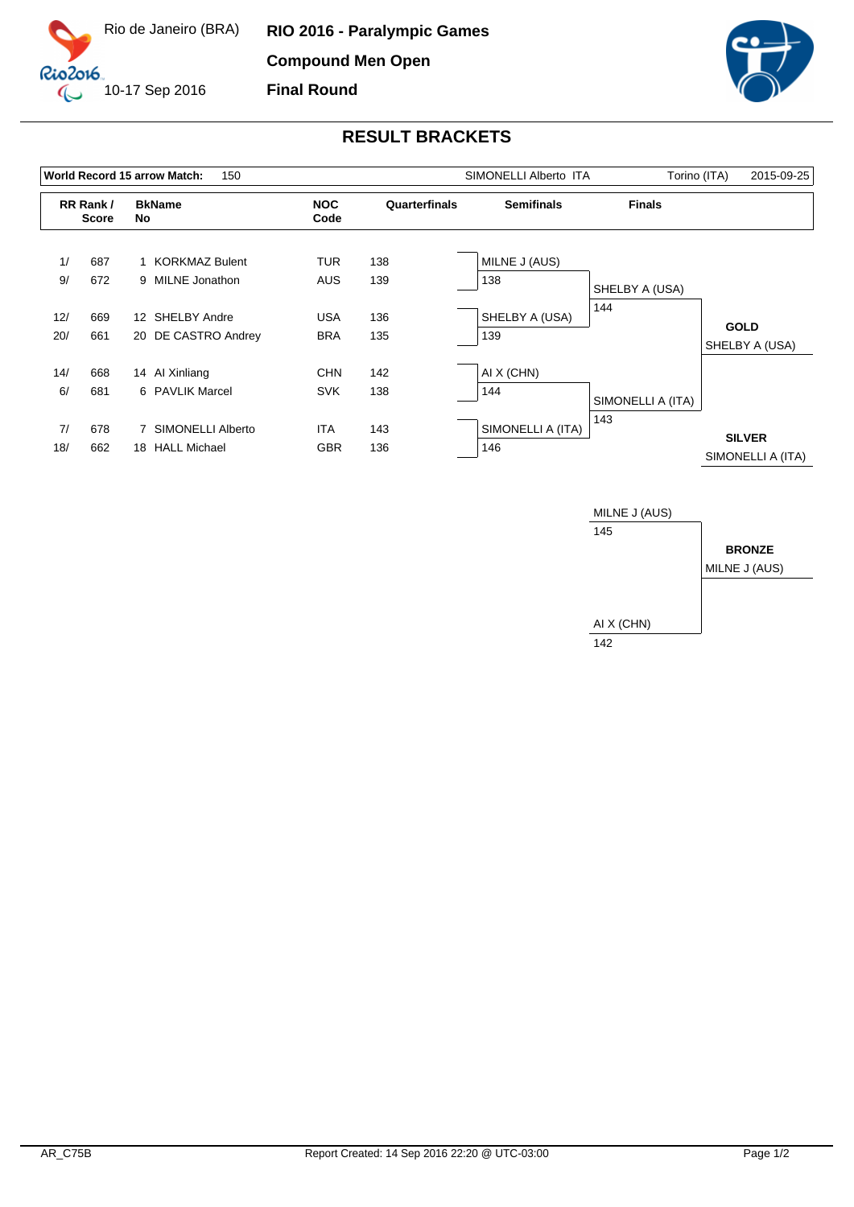Rio de Janeiro (BRA)

10-17 Sep 2016

**RIO 2016 - Paralympic Games**

**Compound Men Open**

**Final Round**

## RESULT BRACKETS

**World Record 15 arrow Match:** 150 — SIMONELLI Alberto ITA — Torino (ITA) — 2015-09-25

| RR Rank / Score | | BkName No | | NOC Code | Quarterfinals |
|---|---|---|---|---|---|
| 1/ | 687 | 1 | KORKMAZ Bulent | TUR | 138 |
| 9/ | 672 | 9 | MILNE Jonathon | AUS | 139 |
| 12/ | 669 | 12 | SHELBY Andre | USA | 136 |
| 20/ | 661 | 20 | DE CASTRO Andrey | BRA | 135 |
| 14/ | 668 | 14 | AI Xinliang | CHN | 142 |
| 6/ | 681 | 6 | PAVLIK Marcel | SVK | 138 |
| 7/ | 678 | 7 | SIMONELLI Alberto | ITA | 143 |
| 18/ | 662 | 18 | HALL Michael | GBR | 136 |

**Semifinals**

| Athlete | Score |
|---|---|
| MILNE J (AUS) | 138 |
| SHELBY A (USA) | 139 |
| AI X (CHN) | 144 |
| SIMONELLI A (ITA) | 146 |

**Finals**

| Athlete | Score |
|---|---|
| SHELBY A (USA) | 144 |
| SIMONELLI A (ITA) | 143 |

**GOLD**
SHELBY A (USA)

**SILVER**
SIMONELLI A (ITA)

**Bronze Match**

| Athlete | Score |
|---|---|
| MILNE J (AUS) | 145 |
| AI X (CHN) | 142 |

**BRONZE**
MILNE J (AUS)

AR_C75B — Report Created: 14 Sep 2016 22:20 @ UTC-03:00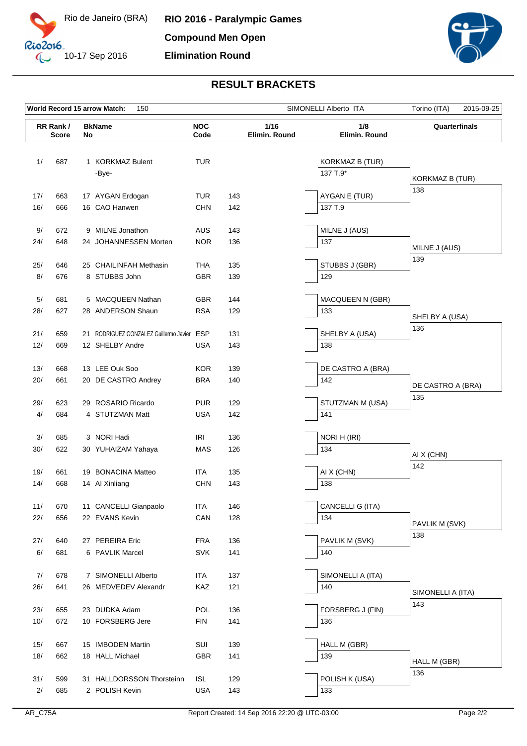# RIO 2016 - Paralympic Games

Rio de Janeiro (BRA)

10-17 Sep 2016

**Compound Men Open**

**Elimination Round**

## RESULT BRACKETS

| World Record 15 arrow Match: | 150 | SIMONELLI Alberto ITA | Torino (ITA) | 2015-09-25 |
|---|---|---|---|---|

| RR Rank / Score | | BkName No | | NOC Code | 1/16 Elimin. Round | 1/8 Elimin. Round | Quarterfinals |
|---|---|---|---|---|---|---|---|
| 1/ | 687 | 1 | KORKMAZ Bulent | TUR | | KORKMAZ B (TUR) 137 T.9* | KORKMAZ B (TUR) 138 |
| | | | -Bye- | | | | |
| 17/ | 663 | 17 | AYGAN Erdogan | TUR | 143 | AYGAN E (TUR) 137 T.9 | |
| 16/ | 666 | 16 | CAO Hanwen | CHN | 142 | | |
| 9/ | 672 | 9 | MILNE Jonathon | AUS | 143 | MILNE J (AUS) 137 | MILNE J (AUS) 139 |
| 24/ | 648 | 24 | JOHANNESSEN Morten | NOR | 136 | | |
| 25/ | 646 | 25 | CHAILINFAH Methasin | THA | 135 | STUBBS J (GBR) 129 | |
| 8/ | 676 | 8 | STUBBS John | GBR | 139 | | |
| 5/ | 681 | 5 | MACQUEEN Nathan | GBR | 144 | MACQUEEN N (GBR) 133 | SHELBY A (USA) 136 |
| 28/ | 627 | 28 | ANDERSON Shaun | RSA | 129 | | |
| 21/ | 659 | 21 | RODRIGUEZ GONZALEZ Guillermo Javier | ESP | 131 | SHELBY A (USA) 138 | |
| 12/ | 669 | 12 | SHELBY Andre | USA | 143 | | |
| 13/ | 668 | 13 | LEE Ouk Soo | KOR | 139 | DE CASTRO A (BRA) 142 | DE CASTRO A (BRA) 135 |
| 20/ | 661 | 20 | DE CASTRO Andrey | BRA | 140 | | |
| 29/ | 623 | 29 | ROSARIO Ricardo | PUR | 129 | STUTZMAN M (USA) 141 | |
| 4/ | 684 | 4 | STUTZMAN Matt | USA | 142 | | |
| 3/ | 685 | 3 | NORI Hadi | IRI | 136 | NORI H (IRI) 134 | AI X (CHN) 142 |
| 30/ | 622 | 30 | YUHAIZAM Yahaya | MAS | 126 | | |
| 19/ | 661 | 19 | BONACINA Matteo | ITA | 135 | AI X (CHN) 138 | |
| 14/ | 668 | 14 | AI Xinliang | CHN | 143 | | |
| 11/ | 670 | 11 | CANCELLI Gianpaolo | ITA | 146 | CANCELLI G (ITA) 134 | PAVLIK M (SVK) 138 |
| 22/ | 656 | 22 | EVANS Kevin | CAN | 128 | | |
| 27/ | 640 | 27 | PEREIRA Eric | FRA | 136 | PAVLIK M (SVK) 140 | |
| 6/ | 681 | 6 | PAVLIK Marcel | SVK | 141 | | |
| 7/ | 678 | 7 | SIMONELLI Alberto | ITA | 137 | SIMONELLI A (ITA) 140 | SIMONELLI A (ITA) 143 |
| 26/ | 641 | 26 | MEDVEDEV Alexandr | KAZ | 121 | | |
| 23/ | 655 | 23 | DUDKA Adam | POL | 136 | FORSBERG J (FIN) 136 | |
| 10/ | 672 | 10 | FORSBERG Jere | FIN | 141 | | |
| 15/ | 667 | 15 | IMBODEN Martin | SUI | 139 | HALL M (GBR) 139 | HALL M (GBR) 136 |
| 18/ | 662 | 18 | HALL Michael | GBR | 141 | | |
| 31/ | 599 | 31 | HALLDORSSON Thorsteinn | ISL | 129 | POLISH K (USA) 133 | |
| 2/ | 685 | 2 | POLISH Kevin | USA | 143 | | |

AR_C75A    Report Created: 14 Sep 2016 22:20 @ UTC-03:00